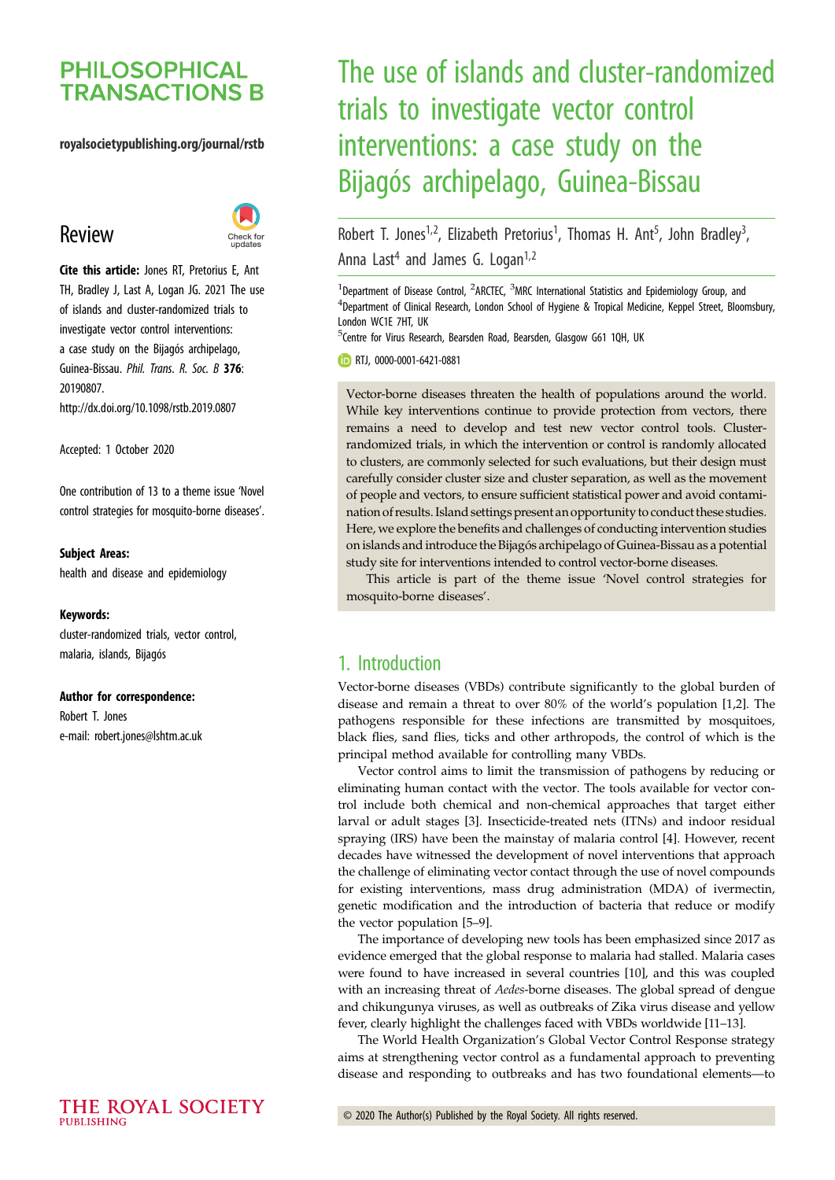# The use of islands and cluster-randomized trials to investigate vector control interventions: a case study on the Bijagós archipelago, Guinea-Bissau

PHILOSOPHICAL TRANSACTIONS B

royalsocietypublishing.org/journal/rstb

## Review

**Cite this article:** Jones RT, Pretorius E, Ant TH, Bradley J, Last A, Logan JG. 2021 The use of islands and cluster-randomized trials to investigate vector control interventions: a case study on the Bijagós archipelago, Guinea-Bissau. *Phil. Trans. R. Soc. B* **376**: 20190807. http://dx.doi.org/10.1098/rstb.2019.0807

Accepted: 1 October 2020

One contribution of 13 to a theme issue 'Novel control strategies for mosquito-borne diseases'.

**Subject Areas:**
health and disease and epidemiology

**Keywords:**
cluster-randomized trials, vector control, malaria, islands, Bijagós

**Author for correspondence:**
Robert T. Jones
e-mail: robert.jones@lshtm.ac.uk

Robert T. Jones[1,2], Elizabeth Pretorius[1], Thomas H. Ant[5], John Bradley[3], Anna Last[4] and James G. Logan[1,2]

[1]Department of Disease Control, [2]ARCTEC, [3]MRC International Statistics and Epidemiology Group, and [4]Department of Clinical Research, London School of Hygiene & Tropical Medicine, Keppel Street, Bloomsbury, London WC1E 7HT, UK
[5]Centre for Virus Research, Bearsden Road, Bearsden, Glasgow G61 1QH, UK

RTJ, 0000-0001-6421-0881

Vector-borne diseases threaten the health of populations around the world. While key interventions continue to provide protection from vectors, there remains a need to develop and test new vector control tools. Cluster-randomized trials, in which the intervention or control is randomly allocated to clusters, are commonly selected for such evaluations, but their design must carefully consider cluster size and cluster separation, as well as the movement of people and vectors, to ensure sufficient statistical power and avoid contamination of results. Island settings present an opportunity to conduct these studies. Here, we explore the benefits and challenges of conducting intervention studies on islands and introduce the Bijagós archipelago of Guinea-Bissau as a potential study site for interventions intended to control vector-borne diseases.

This article is part of the theme issue 'Novel control strategies for mosquito-borne diseases'.

## 1. Introduction

Vector-borne diseases (VBDs) contribute significantly to the global burden of disease and remain a threat to over 80% of the world's population [1,2]. The pathogens responsible for these infections are transmitted by mosquitoes, black flies, sand flies, ticks and other arthropods, the control of which is the principal method available for controlling many VBDs.

Vector control aims to limit the transmission of pathogens by reducing or eliminating human contact with the vector. The tools available for vector control include both chemical and non-chemical approaches that target either larval or adult stages [3]. Insecticide-treated nets (ITNs) and indoor residual spraying (IRS) have been the mainstay of malaria control [4]. However, recent decades have witnessed the development of novel interventions that approach the challenge of eliminating vector contact through the use of novel compounds for existing interventions, mass drug administration (MDA) of ivermectin, genetic modification and the introduction of bacteria that reduce or modify the vector population [5–9].

The importance of developing new tools has been emphasized since 2017 as evidence emerged that the global response to malaria had stalled. Malaria cases were found to have increased in several countries [10], and this was coupled with an increasing threat of *Aedes*-borne diseases. The global spread of dengue and chikungunya viruses, as well as outbreaks of Zika virus disease and yellow fever, clearly highlight the challenges faced with VBDs worldwide [11–13].

The World Health Organization's Global Vector Control Response strategy aims at strengthening vector control as a fundamental approach to preventing disease and responding to outbreaks and has two foundational elements—to

© 2020 The Author(s) Published by the Royal Society. All rights reserved.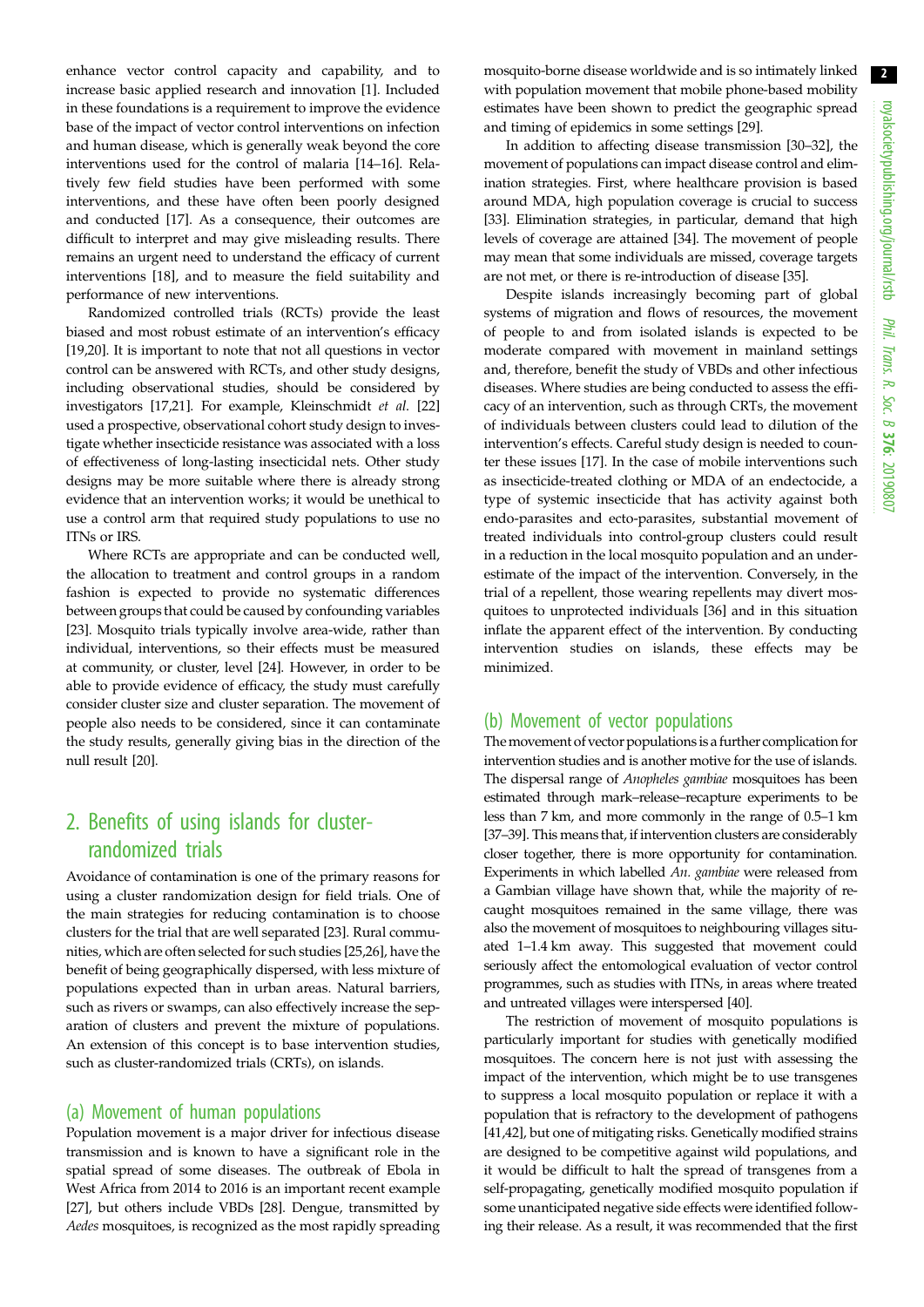enhance vector control capacity and capability, and to increase basic applied research and innovation [1]. Included in these foundations is a requirement to improve the evidence base of the impact of vector control interventions on infection and human disease, which is generally weak beyond the core interventions used for the control of malaria [14–16]. Relatively few field studies have been performed with some interventions, and these have often been poorly designed and conducted [17]. As a consequence, their outcomes are difficult to interpret and may give misleading results. There remains an urgent need to understand the efficacy of current interventions [18], and to measure the field suitability and performance of new interventions.

Randomized controlled trials (RCTs) provide the least biased and most robust estimate of an intervention's efficacy [19,20]. It is important to note that not all questions in vector control can be answered with RCTs, and other study designs, including observational studies, should be considered by investigators [17,21]. For example, Kleinschmidt *et al*. [22] used a prospective, observational cohort study design to investigate whether insecticide resistance was associated with a loss of effectiveness of long-lasting insecticidal nets. Other study designs may be more suitable where there is already strong evidence that an intervention works; it would be unethical to use a control arm that required study populations to use no ITNs or IRS.

Where RCTs are appropriate and can be conducted well, the allocation to treatment and control groups in a random fashion is expected to provide no systematic differences between groups that could be caused by confounding variables [23]. Mosquito trials typically involve area-wide, rather than individual, interventions, so their effects must be measured at community, or cluster, level [24]. However, in order to be able to provide evidence of efficacy, the study must carefully consider cluster size and cluster separation. The movement of people also needs to be considered, since it can contaminate the study results, generally giving bias in the direction of the null result [20].

## 2. Benefits of using islands for cluster-randomized trials

Avoidance of contamination is one of the primary reasons for using a cluster randomization design for field trials. One of the main strategies for reducing contamination is to choose clusters for the trial that are well separated [23]. Rural communities, which are often selected for such studies [25,26], have the benefit of being geographically dispersed, with less mixture of populations expected than in urban areas. Natural barriers, such as rivers or swamps, can also effectively increase the separation of clusters and prevent the mixture of populations. An extension of this concept is to base intervention studies, such as cluster-randomized trials (CRTs), on islands.

### (a) Movement of human populations

Population movement is a major driver for infectious disease transmission and is known to have a significant role in the spatial spread of some diseases. The outbreak of Ebola in West Africa from 2014 to 2016 is an important recent example [27], but others include VBDs [28]. Dengue, transmitted by *Aedes* mosquitoes, is recognized as the most rapidly spreading mosquito-borne disease worldwide and is so intimately linked with population movement that mobile phone-based mobility estimates have been shown to predict the geographic spread and timing of epidemics in some settings [29].

In addition to affecting disease transmission [30–32], the movement of populations can impact disease control and elimination strategies. First, where healthcare provision is based around MDA, high population coverage is crucial to success [33]. Elimination strategies, in particular, demand that high levels of coverage are attained [34]. The movement of people may mean that some individuals are missed, coverage targets are not met, or there is re-introduction of disease [35].

Despite islands increasingly becoming part of global systems of migration and flows of resources, the movement of people to and from isolated islands is expected to be moderate compared with movement in mainland settings and, therefore, benefit the study of VBDs and other infectious diseases. Where studies are being conducted to assess the efficacy of an intervention, such as through CRTs, the movement of individuals between clusters could lead to dilution of the intervention's effects. Careful study design is needed to counter these issues [17]. In the case of mobile interventions such as insecticide-treated clothing or MDA of an endectocide, a type of systemic insecticide that has activity against both endo-parasites and ecto-parasites, substantial movement of treated individuals into control-group clusters could result in a reduction in the local mosquito population and an underestimate of the impact of the intervention. Conversely, in the trial of a repellent, those wearing repellents may divert mosquitoes to unprotected individuals [36] and in this situation inflate the apparent effect of the intervention. By conducting intervention studies on islands, these effects may be minimized.

### (b) Movement of vector populations

The movement of vector populations is a further complication for intervention studies and is another motive for the use of islands. The dispersal range of *Anopheles gambiae* mosquitoes has been estimated through mark–release–recapture experiments to be less than 7 km, and more commonly in the range of 0.5–1 km [37–39]. This means that, if intervention clusters are considerably closer together, there is more opportunity for contamination. Experiments in which labelled *An. gambiae* were released from a Gambian village have shown that, while the majority of recaught mosquitoes remained in the same village, there was also the movement of mosquitoes to neighbouring villages situated 1–1.4 km away. This suggested that movement could seriously affect the entomological evaluation of vector control programmes, such as studies with ITNs, in areas where treated and untreated villages were interspersed [40].

The restriction of movement of mosquito populations is particularly important for studies with genetically modified mosquitoes. The concern here is not just with assessing the impact of the intervention, which might be to use transgenes to suppress a local mosquito population or replace it with a population that is refractory to the development of pathogens [41,42], but one of mitigating risks. Genetically modified strains are designed to be competitive against wild populations, and it would be difficult to halt the spread of transgenes from a self-propagating, genetically modified mosquito population if some unanticipated negative side effects were identified following their release. As a result, it was recommended that the first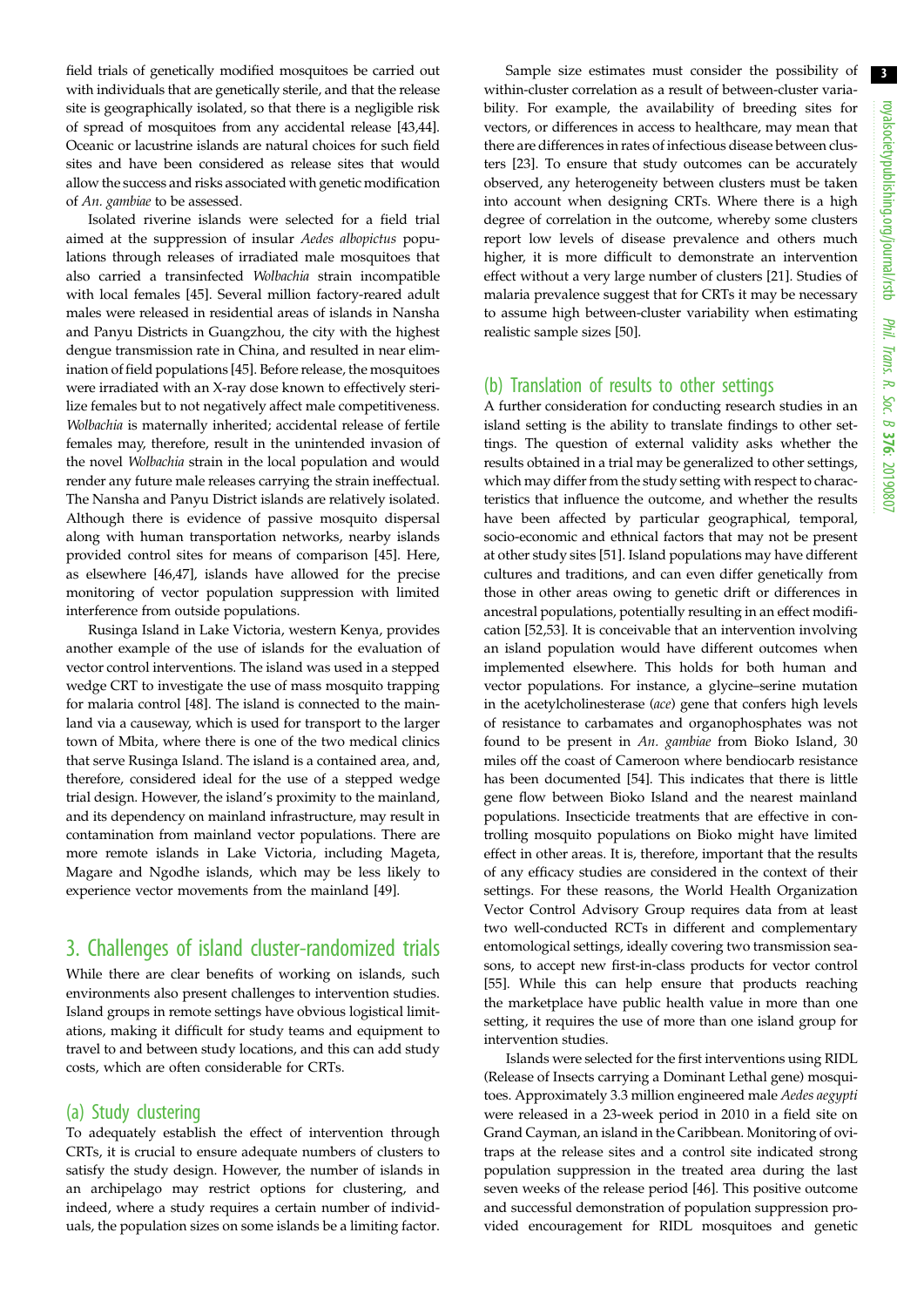field trials of genetically modified mosquitoes be carried out with individuals that are genetically sterile, and that the release site is geographically isolated, so that there is a negligible risk of spread of mosquitoes from any accidental release [43,44]. Oceanic or lacustrine islands are natural choices for such field sites and have been considered as release sites that would allow the success and risks associated with genetic modification of *An. gambiae* to be assessed.

Isolated riverine islands were selected for a field trial aimed at the suppression of insular *Aedes albopictus* populations through releases of irradiated male mosquitoes that also carried a transinfected *Wolbachia* strain incompatible with local females [45]. Several million factory-reared adult males were released in residential areas of islands in Nansha and Panyu Districts in Guangzhou, the city with the highest dengue transmission rate in China, and resulted in near elimination of field populations [45]. Before release, the mosquitoes were irradiated with an X-ray dose known to effectively sterilize females but to not negatively affect male competitiveness. *Wolbachia* is maternally inherited; accidental release of fertile females may, therefore, result in the unintended invasion of the novel *Wolbachia* strain in the local population and would render any future male releases carrying the strain ineffectual. The Nansha and Panyu District islands are relatively isolated. Although there is evidence of passive mosquito dispersal along with human transportation networks, nearby islands provided control sites for means of comparison [45]. Here, as elsewhere [46,47], islands have allowed for the precise monitoring of vector population suppression with limited interference from outside populations.

Rusinga Island in Lake Victoria, western Kenya, provides another example of the use of islands for the evaluation of vector control interventions. The island was used in a stepped wedge CRT to investigate the use of mass mosquito trapping for malaria control [48]. The island is connected to the mainland via a causeway, which is used for transport to the larger town of Mbita, where there is one of the two medical clinics that serve Rusinga Island. The island is a contained area, and, therefore, considered ideal for the use of a stepped wedge trial design. However, the island's proximity to the mainland, and its dependency on mainland infrastructure, may result in contamination from mainland vector populations. There are more remote islands in Lake Victoria, including Mageta, Magare and Ngodhe islands, which may be less likely to experience vector movements from the mainland [49].

## 3. Challenges of island cluster-randomized trials

While there are clear benefits of working on islands, such environments also present challenges to intervention studies. Island groups in remote settings have obvious logistical limitations, making it difficult for study teams and equipment to travel to and between study locations, and this can add study costs, which are often considerable for CRTs.

### (a) Study clustering

To adequately establish the effect of intervention through CRTs, it is crucial to ensure adequate numbers of clusters to satisfy the study design. However, the number of islands in an archipelago may restrict options for clustering, and indeed, where a study requires a certain number of individuals, the population sizes on some islands be a limiting factor.

Sample size estimates must consider the possibility of within-cluster correlation as a result of between-cluster variability. For example, the availability of breeding sites for vectors, or differences in access to healthcare, may mean that there are differences in rates of infectious disease between clusters [23]. To ensure that study outcomes can be accurately observed, any heterogeneity between clusters must be taken into account when designing CRTs. Where there is a high degree of correlation in the outcome, whereby some clusters report low levels of disease prevalence and others much higher, it is more difficult to demonstrate an intervention effect without a very large number of clusters [21]. Studies of malaria prevalence suggest that for CRTs it may be necessary to assume high between-cluster variability when estimating realistic sample sizes [50].

### (b) Translation of results to other settings

A further consideration for conducting research studies in an island setting is the ability to translate findings to other settings. The question of external validity asks whether the results obtained in a trial may be generalized to other settings, which may differ from the study setting with respect to characteristics that influence the outcome, and whether the results have been affected by particular geographical, temporal, socio-economic and ethnical factors that may not be present at other study sites [51]. Island populations may have different cultures and traditions, and can even differ genetically from those in other areas owing to genetic drift or differences in ancestral populations, potentially resulting in an effect modification [52,53]. It is conceivable that an intervention involving an island population would have different outcomes when implemented elsewhere. This holds for both human and vector populations. For instance, a glycine–serine mutation in the acetylcholinesterase (*ace*) gene that confers high levels of resistance to carbamates and organophosphates was not found to be present in *An. gambiae* from Bioko Island, 30 miles off the coast of Cameroon where bendiocarb resistance has been documented [54]. This indicates that there is little gene flow between Bioko Island and the nearest mainland populations. Insecticide treatments that are effective in controlling mosquito populations on Bioko might have limited effect in other areas. It is, therefore, important that the results of any efficacy studies are considered in the context of their settings. For these reasons, the World Health Organization Vector Control Advisory Group requires data from at least two well-conducted RCTs in different and complementary entomological settings, ideally covering two transmission seasons, to accept new first-in-class products for vector control [55]. While this can help ensure that products reaching the marketplace have public health value in more than one setting, it requires the use of more than one island group for intervention studies.

Islands were selected for the first interventions using RIDL (Release of Insects carrying a Dominant Lethal gene) mosquitoes. Approximately 3.3 million engineered male *Aedes aegypti* were released in a 23-week period in 2010 in a field site on Grand Cayman, an island in the Caribbean. Monitoring of ovitraps at the release sites and a control site indicated strong population suppression in the treated area during the last seven weeks of the release period [46]. This positive outcome and successful demonstration of population suppression provided encouragement for RIDL mosquitoes and genetic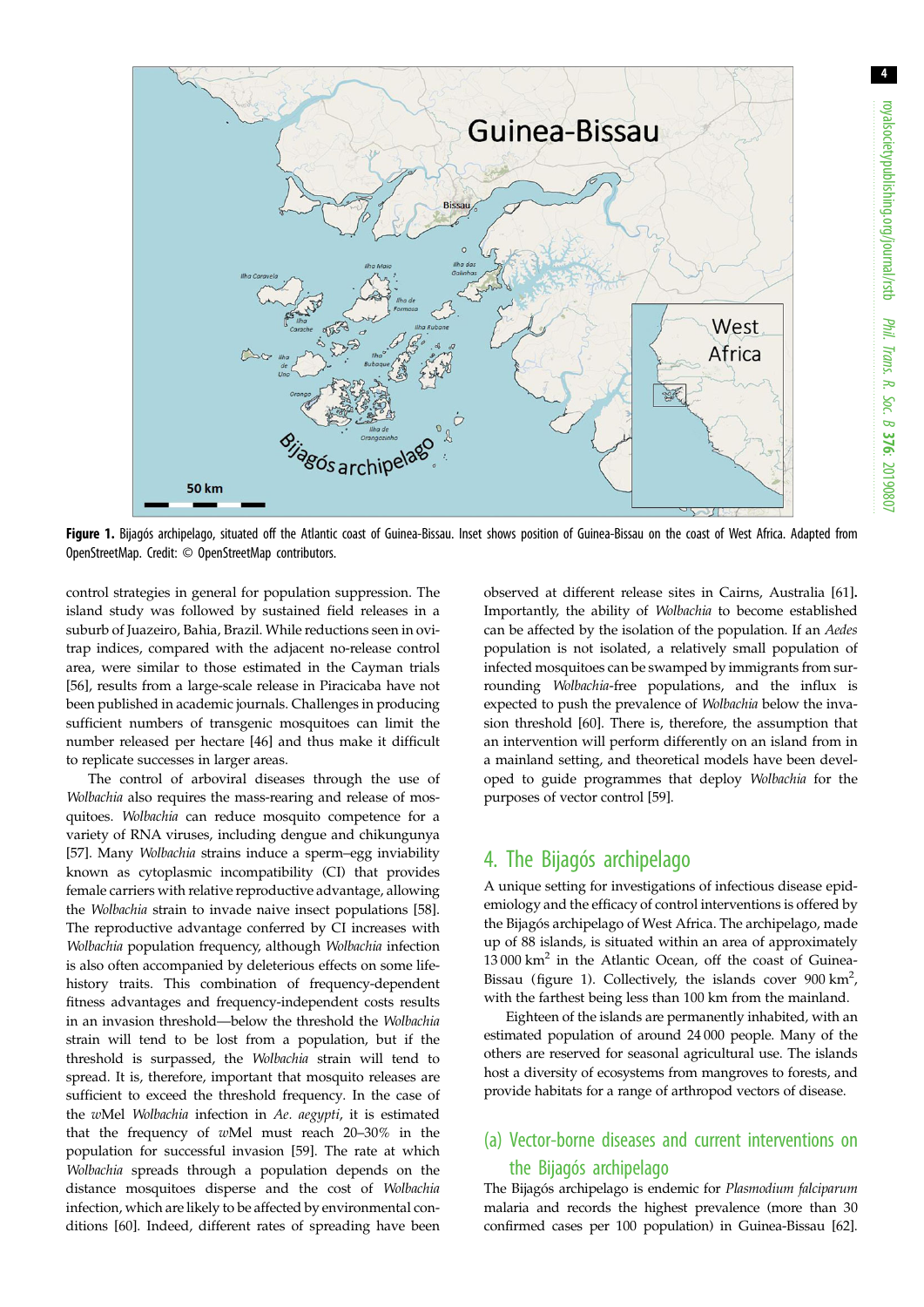Guinea-Bissau

Bissau

Ilha Caravela

Ilha Maio

Ilha das Galinhas

Ilha de Formosa

Ilha Carache

Ilha Rubane

Ilha de Uno

Ilha Bubaque

Orango

Ilha de Orangozinho

Bijagós archipelago

50 km

West Africa

**Figure 1.** Bijagós archipelago, situated off the Atlantic coast of Guinea-Bissau. Inset shows position of Guinea-Bissau on the coast of West Africa. Adapted from OpenStreetMap. Credit: © OpenStreetMap contributors.

control strategies in general for population suppression. The island study was followed by sustained field releases in a suburb of Juazeiro, Bahia, Brazil. While reductions seen in ovitrap indices, compared with the adjacent no-release control area, were similar to those estimated in the Cayman trials [56], results from a large-scale release in Piracicaba have not been published in academic journals. Challenges in producing sufficient numbers of transgenic mosquitoes can limit the number released per hectare [46] and thus make it difficult to replicate successes in larger areas.

The control of arboviral diseases through the use of *Wolbachia* also requires the mass-rearing and release of mosquitoes. *Wolbachia* can reduce mosquito competence for a variety of RNA viruses, including dengue and chikungunya [57]. Many *Wolbachia* strains induce a sperm–egg inviability known as cytoplasmic incompatibility (CI) that provides female carriers with relative reproductive advantage, allowing the *Wolbachia* strain to invade naive insect populations [58]. The reproductive advantage conferred by CI increases with *Wolbachia* population frequency, although *Wolbachia* infection is also often accompanied by deleterious effects on some life-history traits. This combination of frequency-dependent fitness advantages and frequency-independent costs results in an invasion threshold—below the threshold the *Wolbachia* strain will tend to be lost from a population, but if the threshold is surpassed, the *Wolbachia* strain will tend to spread. It is, therefore, important that mosquito releases are sufficient to exceed the threshold frequency. In the case of the *w*Mel *Wolbachia* infection in *Ae. aegypti*, it is estimated that the frequency of *w*Mel must reach 20–30% in the population for successful invasion [59]. The rate at which *Wolbachia* spreads through a population depends on the distance mosquitoes disperse and the cost of *Wolbachia* infection, which are likely to be affected by environmental conditions [60]. Indeed, different rates of spreading have been observed at different release sites in Cairns, Australia [61]. Importantly, the ability of *Wolbachia* to become established can be affected by the isolation of the population. If an *Aedes* population is not isolated, a relatively small population of infected mosquitoes can be swamped by immigrants from surrounding *Wolbachia*-free populations, and the influx is expected to push the prevalence of *Wolbachia* below the invasion threshold [60]. There is, therefore, the assumption that an intervention will perform differently on an island from in a mainland setting, and theoretical models have been developed to guide programmes that deploy *Wolbachia* for the purposes of vector control [59].

## 4. The Bijagós archipelago

A unique setting for investigations of infectious disease epidemiology and the efficacy of control interventions is offered by the Bijagós archipelago of West Africa. The archipelago, made up of 88 islands, is situated within an area of approximately 13 000 km$^2$ in the Atlantic Ocean, off the coast of Guinea-Bissau (figure 1). Collectively, the islands cover 900 km$^2$, with the farthest being less than 100 km from the mainland.

Eighteen of the islands are permanently inhabited, with an estimated population of around 24 000 people. Many of the others are reserved for seasonal agricultural use. The islands host a diversity of ecosystems from mangroves to forests, and provide habitats for a range of arthropod vectors of disease.

### (a) Vector-borne diseases and current interventions on the Bijagós archipelago

The Bijagós archipelago is endemic for *Plasmodium falciparum* malaria and records the highest prevalence (more than 30 confirmed cases per 100 population) in Guinea-Bissau [62].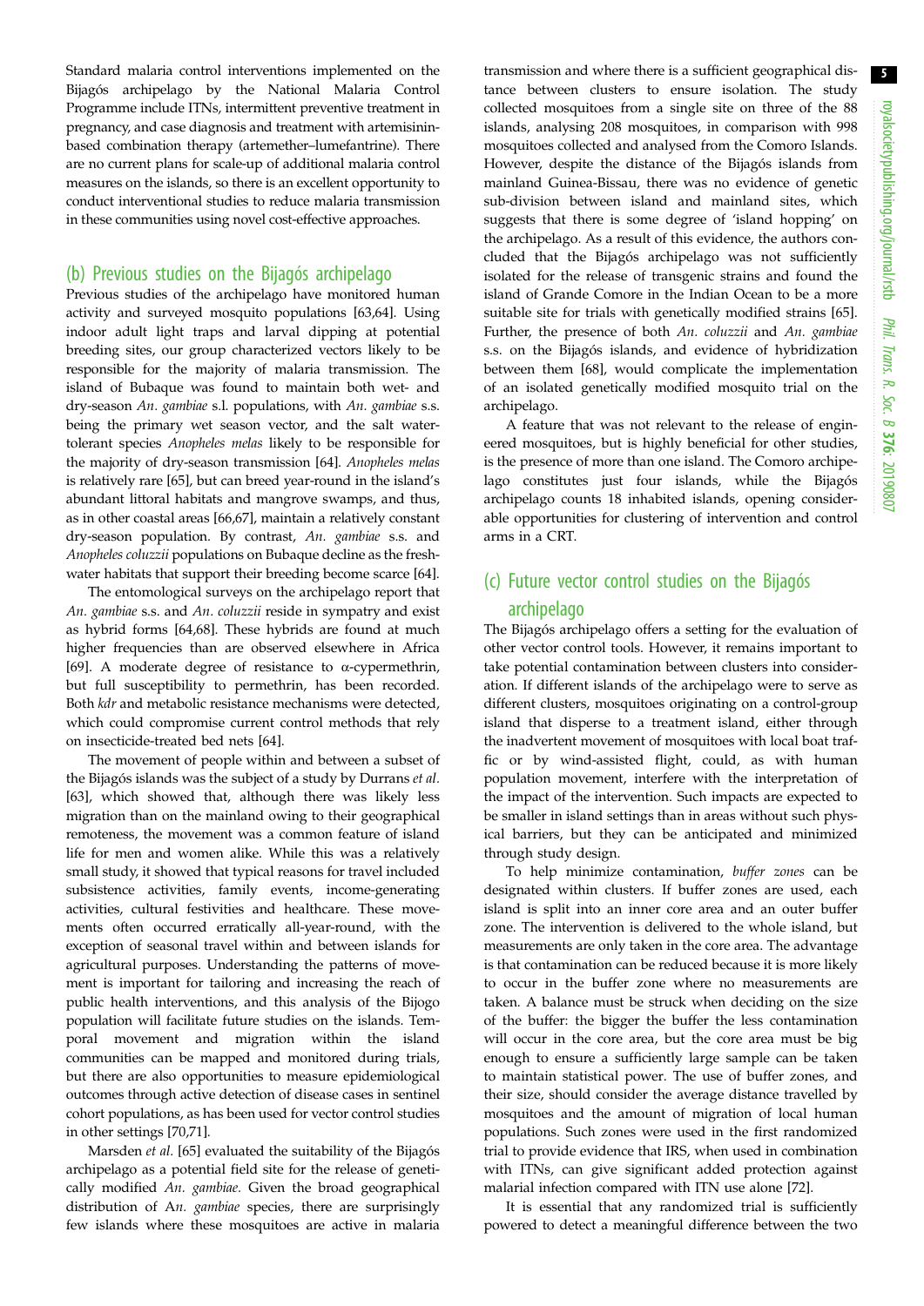Standard malaria control interventions implemented on the Bijagós archipelago by the National Malaria Control Programme include ITNs, intermittent preventive treatment in pregnancy, and case diagnosis and treatment with artemisinin-based combination therapy (artemether–lumefantrine). There are no current plans for scale-up of additional malaria control measures on the islands, so there is an excellent opportunity to conduct interventional studies to reduce malaria transmission in these communities using novel cost-effective approaches.

## (b) Previous studies on the Bijagós archipelago

Previous studies of the archipelago have monitored human activity and surveyed mosquito populations [63,64]. Using indoor adult light traps and larval dipping at potential breeding sites, our group characterized vectors likely to be responsible for the majority of malaria transmission. The island of Bubaque was found to maintain both wet- and dry-season *An. gambiae* s.l. populations, with *An. gambiae* s.s. being the primary wet season vector, and the salt water-tolerant species *Anopheles melas* likely to be responsible for the majority of dry-season transmission [64]. *Anopheles melas* is relatively rare [65], but can breed year-round in the island's abundant littoral habitats and mangrove swamps, and thus, as in other coastal areas [66,67], maintain a relatively constant dry-season population. By contrast, *An. gambiae* s.s. and *Anopheles coluzzii* populations on Bubaque decline as the freshwater habitats that support their breeding become scarce [64].

The entomological surveys on the archipelago report that *An. gambiae* s.s. and *An. coluzzii* reside in sympatry and exist as hybrid forms [64,68]. These hybrids are found at much higher frequencies than are observed elsewhere in Africa [69]. A moderate degree of resistance to α-cypermethrin, but full susceptibility to permethrin, has been recorded. Both *kdr* and metabolic resistance mechanisms were detected, which could compromise current control methods that rely on insecticide-treated bed nets [64].

The movement of people within and between a subset of the Bijagós islands was the subject of a study by Durrans *et al.* [63], which showed that, although there was likely less migration than on the mainland owing to their geographical remoteness, the movement was a common feature of island life for men and women alike. While this was a relatively small study, it showed that typical reasons for travel included subsistence activities, family events, income-generating activities, cultural festivities and healthcare. These movements often occurred erratically all-year-round, with the exception of seasonal travel within and between islands for agricultural purposes. Understanding the patterns of movement is important for tailoring and increasing the reach of public health interventions, and this analysis of the Bijogo population will facilitate future studies on the islands. Temporal movement and migration within the island communities can be mapped and monitored during trials, but there are also opportunities to measure epidemiological outcomes through active detection of disease cases in sentinel cohort populations, as has been used for vector control studies in other settings [70,71].

Marsden *et al.* [65] evaluated the suitability of the Bijagós archipelago as a potential field site for the release of genetically modified *An. gambiae.* Given the broad geographical distribution of *An. gambiae* species, there are surprisingly few islands where these mosquitoes are active in malaria transmission and where there is a sufficient geographical distance between clusters to ensure isolation. The study collected mosquitoes from a single site on three of the 88 islands, analysing 208 mosquitoes, in comparison with 998 mosquitoes collected and analysed from the Comoro Islands. However, despite the distance of the Bijagós islands from mainland Guinea-Bissau, there was no evidence of genetic sub-division between island and mainland sites, which suggests that there is some degree of 'island hopping' on the archipelago. As a result of this evidence, the authors concluded that the Bijagós archipelago was not sufficiently isolated for the release of transgenic strains and found the island of Grande Comore in the Indian Ocean to be a more suitable site for trials with genetically modified strains [65]. Further, the presence of both *An. coluzzii* and *An. gambiae* s.s. on the Bijagós islands, and evidence of hybridization between them [68], would complicate the implementation of an isolated genetically modified mosquito trial on the archipelago.

A feature that was not relevant to the release of engineered mosquitoes, but is highly beneficial for other studies, is the presence of more than one island. The Comoro archipelago constitutes just four islands, while the Bijagós archipelago counts 18 inhabited islands, opening considerable opportunities for clustering of intervention and control arms in a CRT.

## (c) Future vector control studies on the Bijagós archipelago

The Bijagós archipelago offers a setting for the evaluation of other vector control tools. However, it remains important to take potential contamination between clusters into consideration. If different islands of the archipelago were to serve as different clusters, mosquitoes originating on a control-group island that disperse to a treatment island, either through the inadvertent movement of mosquitoes with local boat traffic or by wind-assisted flight, could, as with human population movement, interfere with the interpretation of the impact of the intervention. Such impacts are expected to be smaller in island settings than in areas without such physical barriers, but they can be anticipated and minimized through study design.

To help minimize contamination, *buffer zones* can be designated within clusters. If buffer zones are used, each island is split into an inner core area and an outer buffer zone. The intervention is delivered to the whole island, but measurements are only taken in the core area. The advantage is that contamination can be reduced because it is more likely to occur in the buffer zone where no measurements are taken. A balance must be struck when deciding on the size of the buffer: the bigger the buffer the less contamination will occur in the core area, but the core area must be big enough to ensure a sufficiently large sample can be taken to maintain statistical power. The use of buffer zones, and their size, should consider the average distance travelled by mosquitoes and the amount of migration of local human populations. Such zones were used in the first randomized trial to provide evidence that IRS, when used in combination with ITNs, can give significant added protection against malarial infection compared with ITN use alone [72].

It is essential that any randomized trial is sufficiently powered to detect a meaningful difference between the two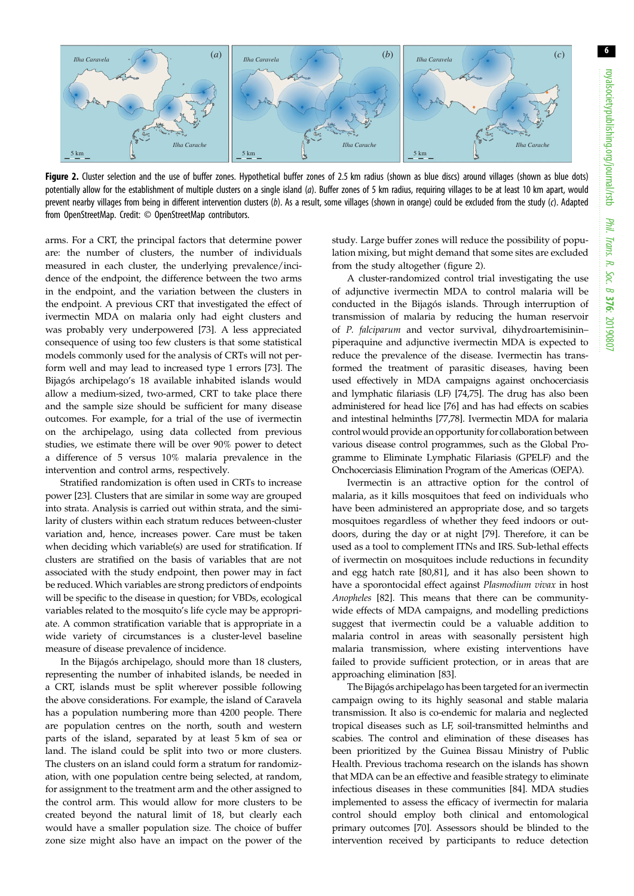**Figure 2.** Cluster selection and the use of buffer zones. Hypothetical buffer zones of 2.5 km radius (shown as blue discs) around villages (shown as blue dots) potentially allow for the establishment of multiple clusters on a single island (*a*). Buffer zones of 5 km radius, requiring villages to be at least 10 km apart, would prevent nearby villages from being in different intervention clusters (*b*). As a result, some villages (shown in orange) could be excluded from the study (*c*). Adapted from OpenStreetMap. Credit: © OpenStreetMap contributors.

arms. For a CRT, the principal factors that determine power are: the number of clusters, the number of individuals measured in each cluster, the underlying prevalence/incidence of the endpoint, the difference between the two arms in the endpoint, and the variation between the clusters in the endpoint. A previous CRT that investigated the effect of ivermectin MDA on malaria only had eight clusters and was probably very underpowered [73]. A less appreciated consequence of using too few clusters is that some statistical models commonly used for the analysis of CRTs will not perform well and may lead to increased type 1 errors [73]. The Bijagós archipelago's 18 available inhabited islands would allow a medium-sized, two-armed, CRT to take place there and the sample size should be sufficient for many disease outcomes. For example, for a trial of the use of ivermectin on the archipelago, using data collected from previous studies, we estimate there will be over 90% power to detect a difference of 5 versus 10% malaria prevalence in the intervention and control arms, respectively.

Stratified randomization is often used in CRTs to increase power [23]. Clusters that are similar in some way are grouped into strata. Analysis is carried out within strata, and the similarity of clusters within each stratum reduces between-cluster variation and, hence, increases power. Care must be taken when deciding which variable(s) are used for stratification. If clusters are stratified on the basis of variables that are not associated with the study endpoint, then power may in fact be reduced. Which variables are strong predictors of endpoints will be specific to the disease in question; for VBDs, ecological variables related to the mosquito's life cycle may be appropriate. A common stratification variable that is appropriate in a wide variety of circumstances is a cluster-level baseline measure of disease prevalence of incidence.

In the Bijagós archipelago, should more than 18 clusters, representing the number of inhabited islands, be needed in a CRT, islands must be split wherever possible following the above considerations. For example, the island of Caravela has a population numbering more than 4200 people. There are population centres on the north, south and western parts of the island, separated by at least 5 km of sea or land. The island could be split into two or more clusters. The clusters on an island could form a stratum for randomization, with one population centre being selected, at random, for assignment to the treatment arm and the other assigned to the control arm. This would allow for more clusters to be created beyond the natural limit of 18, but clearly each would have a smaller population size. The choice of buffer zone size might also have an impact on the power of the study. Large buffer zones will reduce the possibility of population mixing, but might demand that some sites are excluded from the study altogether (figure 2).

A cluster-randomized control trial investigating the use of adjunctive ivermectin MDA to control malaria will be conducted in the Bijagós islands. Through interruption of transmission of malaria by reducing the human reservoir of *P. falciparum* and vector survival, dihydroartemisinin–piperaquine and adjunctive ivermectin MDA is expected to reduce the prevalence of the disease. Ivermectin has transformed the treatment of parasitic diseases, having been used effectively in MDA campaigns against onchocerciasis and lymphatic filariasis (LF) [74,75]. The drug has also been administered for head lice [76] and has had effects on scabies and intestinal helminths [77,78]. Ivermectin MDA for malaria control would provide an opportunity for collaboration between various disease control programmes, such as the Global Programme to Eliminate Lymphatic Filariasis (GPELF) and the Onchocerciasis Elimination Program of the Americas (OEPA).

Ivermectin is an attractive option for the control of malaria, as it kills mosquitoes that feed on individuals who have been administered an appropriate dose, and so targets mosquitoes regardless of whether they feed indoors or outdoors, during the day or at night [79]. Therefore, it can be used as a tool to complement ITNs and IRS. Sub-lethal effects of ivermectin on mosquitoes include reductions in fecundity and egg hatch rate [80,81], and it has also been shown to have a sporontocidal effect against *Plasmodium vivax* in host *Anopheles* [82]. This means that there can be community-wide effects of MDA campaigns, and modelling predictions suggest that ivermectin could be a valuable addition to malaria control in areas with seasonally persistent high malaria transmission, where existing interventions have failed to provide sufficient protection, or in areas that are approaching elimination [83].

The Bijagós archipelago has been targeted for an ivermectin campaign owing to its highly seasonal and stable malaria transmission. It also is co-endemic for malaria and neglected tropical diseases such as LF, soil-transmitted helminths and scabies. The control and elimination of these diseases has been prioritized by the Guinea Bissau Ministry of Public Health. Previous trachoma research on the islands has shown that MDA can be an effective and feasible strategy to eliminate infectious diseases in these communities [84]. MDA studies implemented to assess the efficacy of ivermectin for malaria control should employ both clinical and entomological primary outcomes [70]. Assessors should be blinded to the intervention received by participants to reduce detection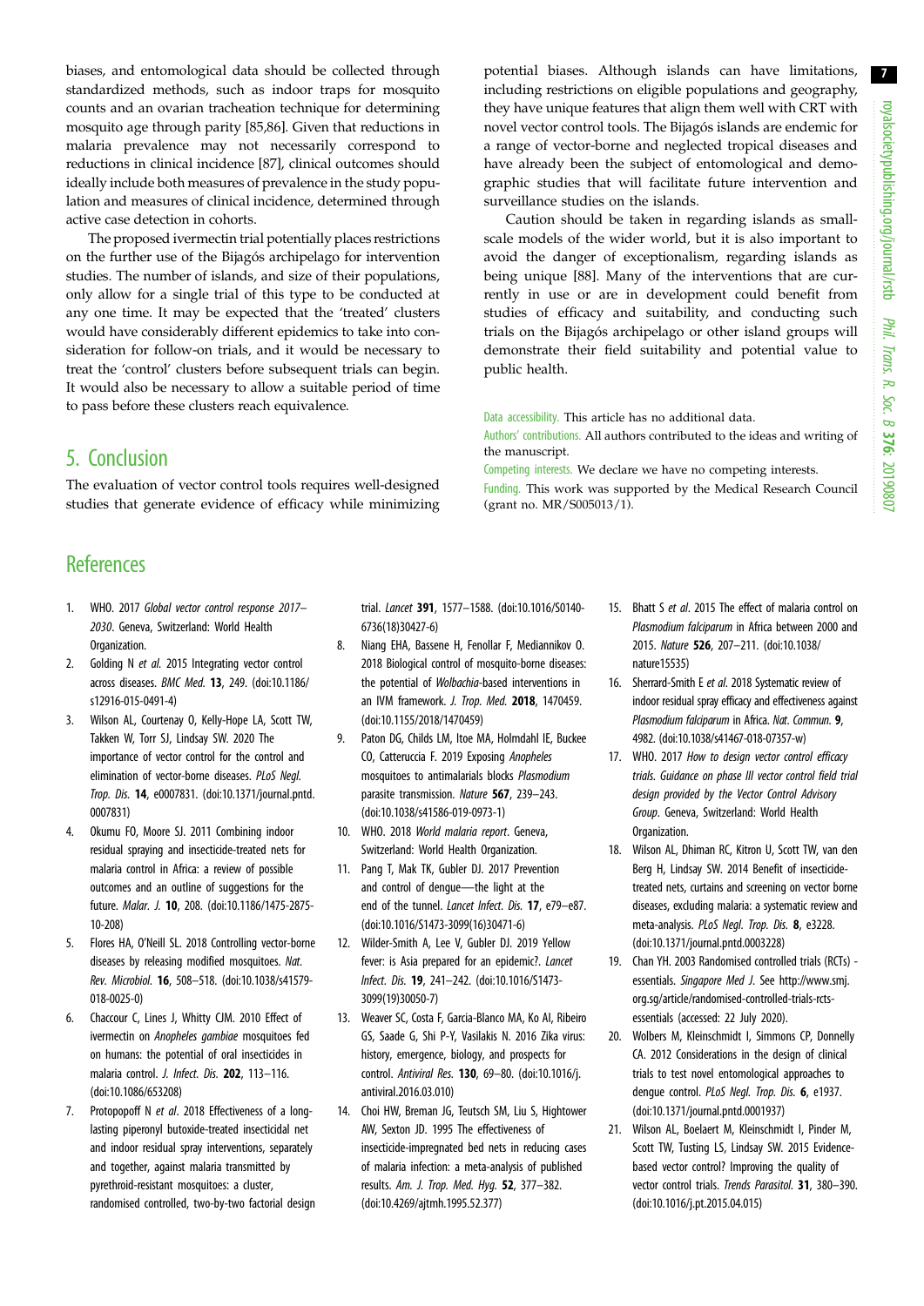biases, and entomological data should be collected through standardized methods, such as indoor traps for mosquito counts and an ovarian tracheation technique for determining mosquito age through parity [85,86]. Given that reductions in malaria prevalence may not necessarily correspond to reductions in clinical incidence [87], clinical outcomes should ideally include both measures of prevalence in the study population and measures of clinical incidence, determined through active case detection in cohorts.

The proposed ivermectin trial potentially places restrictions on the further use of the Bijagós archipelago for intervention studies. The number of islands, and size of their populations, only allow for a single trial of this type to be conducted at any one time. It may be expected that the 'treated' clusters would have considerably different epidemics to take into consideration for follow-on trials, and it would be necessary to treat the 'control' clusters before subsequent trials can begin. It would also be necessary to allow a suitable period of time to pass before these clusters reach equivalence.

## 5. Conclusion

The evaluation of vector control tools requires well-designed studies that generate evidence of efficacy while minimizing potential biases. Although islands can have limitations, including restrictions on eligible populations and geography, they have unique features that align them well with CRT with novel vector control tools. The Bijagós islands are endemic for a range of vector-borne and neglected tropical diseases and have already been the subject of entomological and demographic studies that will facilitate future intervention and surveillance studies on the islands.

Caution should be taken in regarding islands as small-scale models of the wider world, but it is also important to avoid the danger of exceptionalism, regarding islands as being unique [88]. Many of the interventions that are currently in use or are in development could benefit from studies of efficacy and suitability, and conducting such trials on the Bijagós archipelago or other island groups will demonstrate their field suitability and potential value to public health.

Data accessibility. This article has no additional data.

Authors' contributions. All authors contributed to the ideas and writing of the manuscript.

Competing interests. We declare we have no competing interests.

Funding. This work was supported by the Medical Research Council (grant no. MR/S005013/1).

## References

1. WHO. 2017 *Global vector control response 2017–2030*. Geneva, Switzerland: World Health Organization.
2. Golding N *et al.* 2015 Integrating vector control across diseases. *BMC Med.* **13**, 249. (doi:10.1186/s12916-015-0491-4)
3. Wilson AL, Courtenay O, Kelly-Hope LA, Scott TW, Takken W, Torr SJ, Lindsay SW. 2020 The importance of vector control for the control and elimination of vector-borne diseases. *PLoS Negl. Trop. Dis.* **14**, e0007831. (doi:10.1371/journal.pntd.0007831)
4. Okumu FO, Moore SJ. 2011 Combining indoor residual spraying and insecticide-treated nets for malaria control in Africa: a review of possible outcomes and an outline of suggestions for the future. *Malar. J.* **10**, 208. (doi:10.1186/1475-2875-10-208)
5. Flores HA, O'Neill SL. 2018 Controlling vector-borne diseases by releasing modified mosquitoes. *Nat. Rev. Microbiol.* **16**, 508–518. (doi:10.1038/s41579-018-0025-0)
6. Chaccour C, Lines J, Whitty CJM. 2010 Effect of ivermectin on *Anopheles gambiae* mosquitoes fed on humans: the potential of oral insecticides in malaria control. *J. Infect. Dis.* **202**, 113–116. (doi:10.1086/653208)
7. Protopopoff N *et al*. 2018 Effectiveness of a long-lasting piperonyl butoxide-treated insecticidal net and indoor residual spray interventions, separately and together, against malaria transmitted by pyrethroid-resistant mosquitoes: a cluster, randomised controlled, two-by-two factorial design trial. *Lancet* **391**, 1577–1588. (doi:10.1016/S0140-6736(18)30427-6)
8. Niang EHA, Bassene H, Fenollar F, Mediannikov O. 2018 Biological control of mosquito-borne diseases: the potential of *Wolbachia*-based interventions in an IVM framework. *J. Trop. Med.* **2018**, 1470459. (doi:10.1155/2018/1470459)
9. Paton DG, Childs LM, Itoe MA, Holmdahl IE, Buckee CO, Catteruccia F. 2019 Exposing *Anopheles* mosquitoes to antimalarials blocks *Plasmodium* parasite transmission. *Nature* **567**, 239–243. (doi:10.1038/s41586-019-0973-1)
10. WHO. 2018 *World malaria report*. Geneva, Switzerland: World Health Organization.
11. Pang T, Mak TK, Gubler DJ. 2017 Prevention and control of dengue—the light at the end of the tunnel. *Lancet Infect. Dis.* **17**, e79–e87. (doi:10.1016/S1473-3099(16)30471-6)
12. Wilder-Smith A, Lee V, Gubler DJ. 2019 Yellow fever: is Asia prepared for an epidemic?. *Lancet Infect. Dis.* **19**, 241–242. (doi:10.1016/S1473-3099(19)30050-7)
13. Weaver SC, Costa F, Garcia-Blanco MA, Ko AI, Ribeiro GS, Saade G, Shi P-Y, Vasilakis N. 2016 Zika virus: history, emergence, biology, and prospects for control. *Antiviral Res.* **130**, 69–80. (doi:10.1016/j.antiviral.2016.03.010)
14. Choi HW, Breman JG, Teutsch SM, Liu S, Hightower AW, Sexton JD. 1995 The effectiveness of insecticide-impregnated bed nets in reducing cases of malaria infection: a meta-analysis of published results. *Am. J. Trop. Med. Hyg.* **52**, 377–382. (doi:10.4269/ajtmh.1995.52.377)
15. Bhatt S *et al*. 2015 The effect of malaria control on *Plasmodium falciparum* in Africa between 2000 and 2015. *Nature* **526**, 207–211. (doi:10.1038/nature15535)
16. Sherrard-Smith E *et al*. 2018 Systematic review of indoor residual spray efficacy and effectiveness against *Plasmodium falciparum* in Africa. *Nat. Commun.* **9**, 4982. (doi:10.1038/s41467-018-07357-w)
17. WHO. 2017 *How to design vector control efficacy trials. Guidance on phase III vector control field trial design provided by the Vector Control Advisory Group*. Geneva, Switzerland: World Health Organization.
18. Wilson AL, Dhiman RC, Kitron U, Scott TW, van den Berg H, Lindsay SW. 2014 Benefit of insecticide-treated nets, curtains and screening on vector borne diseases, excluding malaria: a systematic review and meta-analysis. *PLoS Negl. Trop. Dis.* **8**, e3228. (doi:10.1371/journal.pntd.0003228)
19. Chan YH. 2003 Randomised controlled trials (RCTs) - essentials. *Singapore Med J*. See http://www.smj.org.sg/article/randomised-controlled-trials-rcts-essentials (accessed: 22 July 2020).
20. Wolbers M, Kleinschmidt I, Simmons CP, Donnelly CA. 2012 Considerations in the design of clinical trials to test novel entomological approaches to dengue control. *PLoS Negl. Trop. Dis.* **6**, e1937. (doi:10.1371/journal.pntd.0001937)
21. Wilson AL, Boelaert M, Kleinschmidt I, Pinder M, Scott TW, Tusting LS, Lindsay SW. 2015 Evidence-based vector control? Improving the quality of vector control trials. *Trends Parasitol.* **31**, 380–390. (doi:10.1016/j.pt.2015.04.015)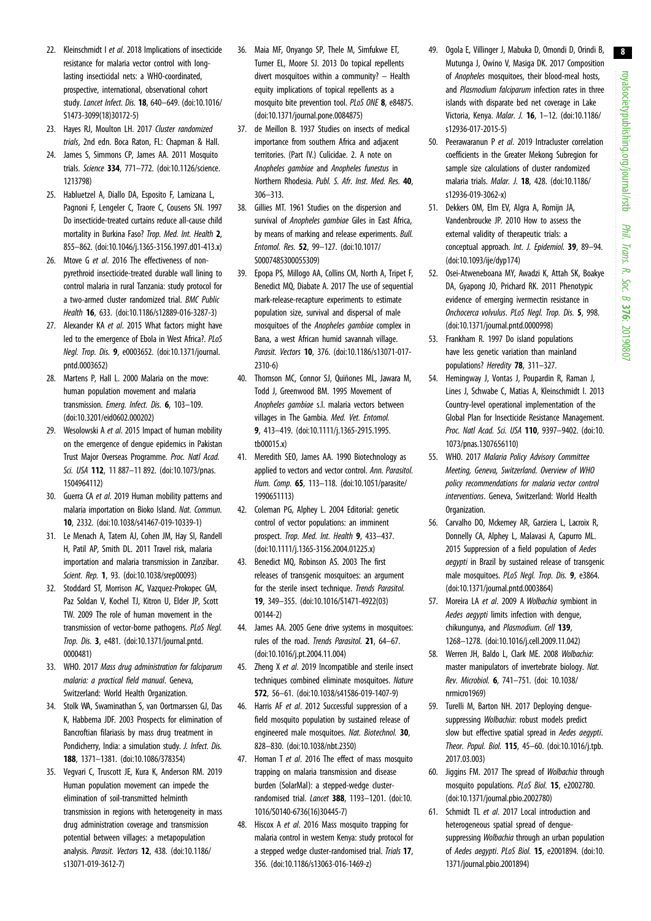22. Kleinschmidt I *et al*. 2018 Implications of insecticide resistance for malaria vector control with long-lasting insecticidal nets: a WHO-coordinated, prospective, international, observational cohort study. *Lancet Infect. Dis.* **18**, 640–649. (doi:10.1016/S1473-3099(18)30172-5)
23. Hayes RJ, Moulton LH. 2017 *Cluster randomized trials*, 2nd edn. Boca Raton, FL: Chapman & Hall.
24. James S, Simmons CP, James AA. 2011 Mosquito trials. *Science* **334**, 771–772. (doi:10.1126/science.1213798)
25. Habluetzel A, Diallo DA, Esposito F, Lamizana L, Pagnoni F, Lengeler C, Traore C, Cousens SN. 1997 Do insecticide-treated curtains reduce all-cause child mortality in Burkina Faso? *Trop. Med. Int. Health* **2**, 855–862. (doi:10.1046/j.1365-3156.1997.d01-413.x)
26. Mtove G *et al*. 2016 The effectiveness of non-pyrethroid insecticide-treated durable wall lining to control malaria in rural Tanzania: study protocol for a two-armed cluster randomized trial. *BMC Public Health* **16**, 633. (doi:10.1186/s12889-016-3287-3)
27. Alexander KA *et al*. 2015 What factors might have led to the emergence of Ebola in West Africa?. *PLoS Negl. Trop. Dis.* **9**, e0003652. (doi:10.1371/journal.pntd.0003652)
28. Martens P, Hall L. 2000 Malaria on the move: human population movement and malaria transmission. *Emerg. Infect. Dis.* **6**, 103–109. (doi:10.3201/eid0602.000202)
29. Wesolowski A *et al*. 2015 Impact of human mobility on the emergence of dengue epidemics in Pakistan Trust Major Overseas Programme. *Proc. Natl Acad. Sci. USA* **112**, 11 887–11 892. (doi:10.1073/pnas.1504964112)
30. Guerra CA *et al*. 2019 Human mobility patterns and malaria importation on Bioko Island. *Nat. Commun.* **10**, 2332. (doi:10.1038/s41467-019-10339-1)
31. Le Menach A, Tatem AJ, Cohen JM, Hay SI, Randell H, Patil AP, Smith DL. 2011 Travel risk, malaria importation and malaria transmission in Zanzibar. *Scient. Rep.* **1**, 93. (doi:10.1038/srep00093)
32. Stoddard ST, Morrison AC, Vazquez-Prokopec GM, Paz Soldan V, Kochel TJ, Kitron U, Elder JP, Scott TW. 2009 The role of human movement in the transmission of vector-borne pathogens. *PLoS Negl. Trop. Dis.* **3**, e481. (doi:10.1371/journal.pntd.0000481)
33. WHO. 2017 *Mass drug administration for falciparum malaria: a practical field manual*. Geneva, Switzerland: World Health Organization.
34. Stolk WA, Swaminathan S, van Oortmarssen GJ, Das K, Habbema JDF. 2003 Prospects for elimination of Bancroftian filariasis by mass drug treatment in Pondicherry, India: a simulation study. *J. Infect. Dis.* **188**, 1371–1381. (doi:10.1086/378354)
35. Vegvari C, Truscott JE, Kura K, Anderson RM. 2019 Human population movement can impede the elimination of soil-transmitted helminth transmission in regions with heterogeneity in mass drug administration coverage and transmission potential between villages: a metapopulation analysis. *Parasit. Vectors* **12**, 438. (doi:10.1186/s13071-019-3612-7)
36. Maia MF, Onyango SP, Thele M, Simfukwe ET, Turner EL, Moore SJ. 2013 Do topical repellents divert mosquitoes within a community? – Health equity implications of topical repellents as a mosquito bite prevention tool. *PLoS ONE* **8**, e84875. (doi:10.1371/journal.pone.0084875)
37. de Meillon B. 1937 Studies on insects of medical importance from southern Africa and adjacent territories. (Part IV.) Culicidae. 2. A note on *Anopheles gambiae* and *Anopheles funestus* in Northern Rhodesia. *Publ. S. Afr. Inst. Med. Res.* **40**, 306–313.
38. Gillies MT. 1961 Studies on the dispersion and survival of *Anopheles gambiae* Giles in East Africa, by means of marking and release experiments. *Bull. Entomol. Res.* **52**, 99–127. (doi:10.1017/S0007485300055309)
39. Epopa PS, Millogo AA, Collins CM, North A, Tripet F, Benedict MQ, Diabate A. 2017 The use of sequential mark-release-recapture experiments to estimate population size, survival and dispersal of male mosquitoes of the *Anopheles gambiae* complex in Bana, a west African humid savannah village. *Parasit. Vectors* **10**, 376. (doi:10.1186/s13071-017-2310-6)
40. Thomson MC, Connor SJ, Quiñones ML, Jawara M, Todd J, Greenwood BM. 1995 Movement of *Anopheles gambiae* s.l. malaria vectors between villages in The Gambia. *Med. Vet. Entomol.* **9**, 413–419. (doi:10.1111/j.1365-2915.1995.tb00015.x)
41. Meredith SEO, James AA. 1990 Biotechnology as applied to vectors and vector control. *Ann. Parasitol. Hum. Comp.* **65**, 113–118. (doi:10.1051/parasite/1990651113)
42. Coleman PG, Alphey L. 2004 Editorial: genetic control of vector populations: an imminent prospect. *Trop. Med. Int. Health* **9**, 433–437. (doi:10.1111/j.1365-3156.2004.01225.x)
43. Benedict MQ, Robinson AS. 2003 The first releases of transgenic mosquitoes: an argument for the sterile insect technique. *Trends Parasitol.* **19**, 349–355. (doi:10.1016/S1471-4922(03)00144-2)
44. James AA. 2005 Gene drive systems in mosquitoes: rules of the road. *Trends Parasitol.* **21**, 64–67. (doi:10.1016/j.pt.2004.11.004)
45. Zheng X *et al*. 2019 Incompatible and sterile insect techniques combined eliminate mosquitoes. *Nature* **572**, 56–61. (doi:10.1038/s41586-019-1407-9)
46. Harris AF *et al*. 2012 Successful suppression of a field mosquito population by sustained release of engineered male mosquitoes. *Nat. Biotechnol.* **30**, 828–830. (doi:10.1038/nbt.2350)
47. Homan T *et al*. 2016 The effect of mass mosquito trapping on malaria transmission and disease burden (SolarMal): a stepped-wedge cluster-randomised trial. *Lancet* **388**, 1193–1201. (doi:10.1016/S0140-6736(16)30445-7)
48. Hiscox A *et al*. 2016 Mass mosquito trapping for malaria control in western Kenya: study protocol for a stepped wedge cluster-randomised trial. *Trials* **17**, 356. (doi:10.1186/s13063-016-1469-z)
49. Ogola E, Villinger J, Mabuka D, Omondi D, Orindi B, Mutunga J, Owino V, Masiga DK. 2017 Composition of *Anopheles* mosquitoes, their blood-meal hosts, and *Plasmodium falciparum* infection rates in three islands with disparate bed net coverage in Lake Victoria, Kenya. *Malar. J.* **16**, 1–12. (doi:10.1186/s12936-017-2015-5)
50. Peerawaranun P *et al*. 2019 Intracluster correlation coefficients in the Greater Mekong Subregion for sample size calculations of cluster randomized malaria trials. *Malar. J.* **18**, 428. (doi:10.1186/s12936-019-3062-x)
51. Dekkers OM, Elm EV, Algra A, Romijn JA, Vandenbroucke JP. 2010 How to assess the external validity of therapeutic trials: a conceptual approach. *Int. J. Epidemiol.* **39**, 89–94. (doi:10.1093/ije/dyp174)
52. Osei-Atweneboana MY, Awadzi K, Attah SK, Boakye DA, Gyapong JO, Prichard RK. 2011 Phenotypic evidence of emerging ivermectin resistance in *Onchocerca volvulus*. *PLoS Negl. Trop. Dis.* **5**, 998. (doi:10.1371/journal.pntd.0000998)
53. Frankham R. 1997 Do island populations have less genetic variation than mainland populations? *Heredity* **78**, 311–327.
54. Hemingway J, Vontas J, Poupardin R, Raman J, Lines J, Schwabe C, Matias A, Kleinschmidt I. 2013 Country-level operational implementation of the Global Plan for Insecticide Resistance Management. *Proc. Natl Acad. Sci. USA* **110**, 9397–9402. (doi:10.1073/pnas.1307656110)
55. WHO. 2017 *Malaria Policy Advisory Committee Meeting, Geneva, Switzerland. Overview of WHO policy recommendations for malaria vector control interventions*. Geneva, Switzerland: World Health Organization.
56. Carvalho DO, Mckemey AR, Garziera L, Lacroix R, Donnelly CA, Alphey L, Malavasi A, Capurro ML. 2015 Suppression of a field population of *Aedes aegypti* in Brazil by sustained release of transgenic male mosquitoes. *PLoS Negl. Trop. Dis.* **9**, e3864. (doi:10.1371/journal.pntd.0003864)
57. Moreira LA *et al*. 2009 A *Wolbachia* symbiont in *Aedes aegypti* limits infection with dengue, chikungunya, and *Plasmodium*. *Cell* **139**, 1268–1278. (doi:10.1016/j.cell.2009.11.042)
58. Werren JH, Baldo L, Clark ME. 2008 *Wolbachia*: master manipulators of invertebrate biology. *Nat. Rev. Microbiol.* **6**, 741–751. (doi: 10.1038/nrmicro1969)
59. Turelli M, Barton NH. 2017 Deploying dengue-suppressing *Wolbachia*: robust models predict slow but effective spatial spread in *Aedes aegypti*. *Theor. Popul. Biol.* **115**, 45–60. (doi:10.1016/j.tpb.2017.03.003)
60. Jiggins FM. 2017 The spread of *Wolbachia* through mosquito populations. *PLoS Biol.* **15**, e2002780. (doi:10.1371/journal.pbio.2002780)
61. Schmidt TL *et al*. 2017 Local introduction and heterogeneous spatial spread of dengue-suppressing *Wolbachia* through an urban population of *Aedes aegypti*. *PLoS Biol.* **15**, e2001894. (doi:10.1371/journal.pbio.2001894)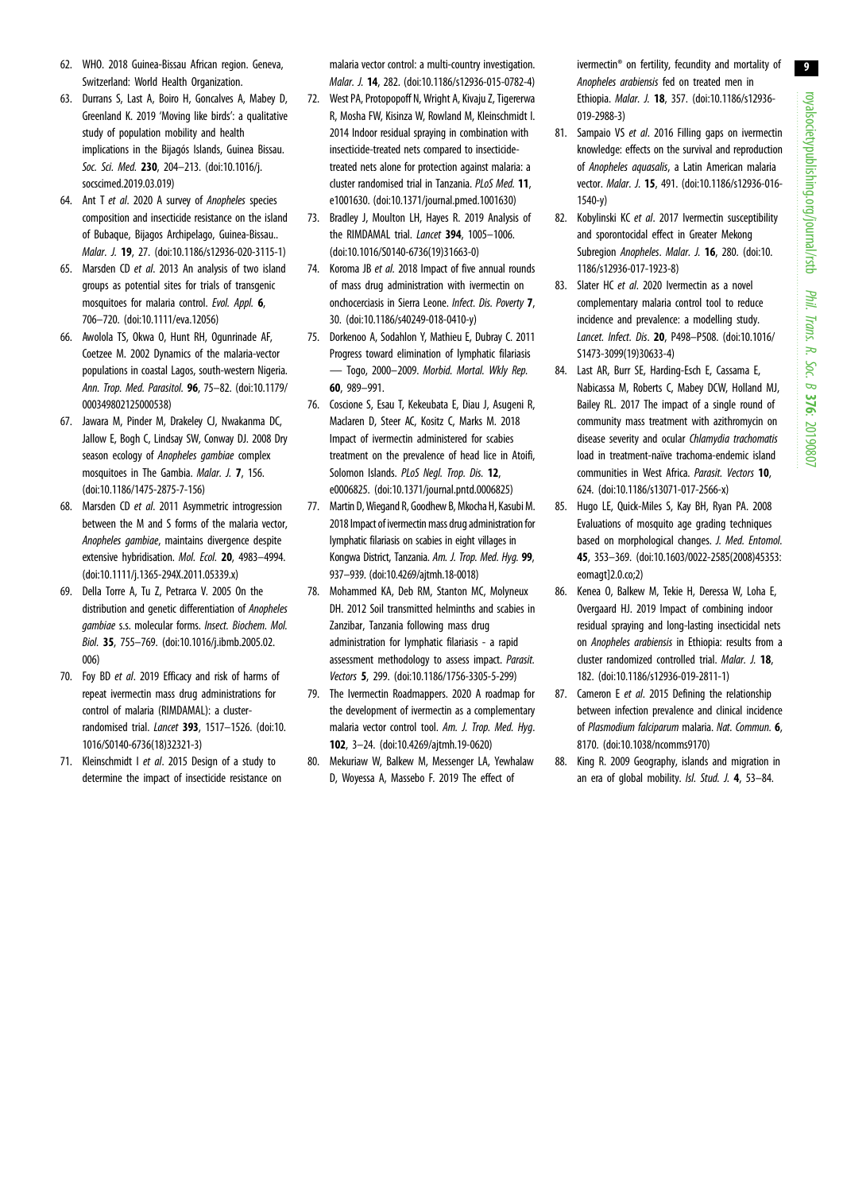62. WHO. 2018 Guinea-Bissau African region. Geneva, Switzerland: World Health Organization.
63. Durrans S, Last A, Boiro H, Goncalves A, Mabey D, Greenland K. 2019 'Moving like birds': a qualitative study of population mobility and health implications in the Bijagós Islands, Guinea Bissau. *Soc. Sci. Med.* **230**, 204–213. (doi:10.1016/j.socscimed.2019.03.019)
64. Ant T *et al*. 2020 A survey of *Anopheles* species composition and insecticide resistance on the island of Bubaque, Bijagos Archipelago, Guinea-Bissau.. *Malar. J.* **19**, 27. (doi:10.1186/s12936-020-3115-1)
65. Marsden CD *et al*. 2013 An analysis of two island groups as potential sites for trials of transgenic mosquitoes for malaria control. *Evol. Appl.* **6**, 706–720. (doi:10.1111/eva.12056)
66. Awolola TS, Okwa O, Hunt RH, Ogunrinade AF, Coetzee M. 2002 Dynamics of the malaria-vector populations in coastal Lagos, south-western Nigeria. *Ann. Trop. Med. Parasitol.* **96**, 75–82. (doi:10.1179/000349802125000538)
67. Jawara M, Pinder M, Drakeley CJ, Nwakanma DC, Jallow E, Bogh C, Lindsay SW, Conway DJ. 2008 Dry season ecology of *Anopheles gambiae* complex mosquitoes in The Gambia. *Malar. J.* **7**, 156. (doi:10.1186/1475-2875-7-156)
68. Marsden CD *et al*. 2011 Asymmetric introgression between the M and S forms of the malaria vector, *Anopheles gambiae*, maintains divergence despite extensive hybridisation. *Mol. Ecol.* **20**, 4983–4994. (doi:10.1111/j.1365-294X.2011.05339.x)
69. Della Torre A, Tu Z, Petrarca V. 2005 On the distribution and genetic differentiation of *Anopheles gambiae* s.s. molecular forms. *Insect. Biochem. Mol. Biol.* **35**, 755–769. (doi:10.1016/j.ibmb.2005.02.006)
70. Foy BD *et al*. 2019 Efficacy and risk of harms of repeat ivermectin mass drug administrations for control of malaria (RIMDAMAL): a cluster-randomised trial. *Lancet* **393**, 1517–1526. (doi:10.1016/S0140-6736(18)32321-3)
71. Kleinschmidt I *et al*. 2015 Design of a study to determine the impact of insecticide resistance on malaria vector control: a multi-country investigation. *Malar. J.* **14**, 282. (doi:10.1186/s12936-015-0782-4)
72. West PA, Protopopoff N, Wright A, Kivaju Z, Tigererwa R, Mosha FW, Kisinza W, Rowland M, Kleinschmidt I. 2014 Indoor residual spraying in combination with insecticide-treated nets compared to insecticide-treated nets alone for protection against malaria: a cluster randomised trial in Tanzania. *PLoS Med.* **11**, e1001630. (doi:10.1371/journal.pmed.1001630)
73. Bradley J, Moulton LH, Hayes R. 2019 Analysis of the RIMDAMAL trial. *Lancet* **394**, 1005–1006. (doi:10.1016/S0140-6736(19)31663-0)
74. Koroma JB *et al*. 2018 Impact of five annual rounds of mass drug administration with ivermectin on onchocerciasis in Sierra Leone. *Infect. Dis. Poverty* **7**, 30. (doi:10.1186/s40249-018-0410-y)
75. Dorkenoo A, Sodahlon Y, Mathieu E, Dubray C. 2011 Progress toward elimination of lymphatic filariasis — Togo, 2000–2009. *Morbid. Mortal. Wkly Rep.* **60**, 989–991.
76. Coscione S, Esau T, Kekeubata E, Diau J, Asugeni R, Maclaren D, Steer AC, Kositz C, Marks M. 2018 Impact of ivermectin administered for scabies treatment on the prevalence of head lice in Atoifi, Solomon Islands. *PLoS Negl. Trop. Dis.* **12**, e0006825. (doi:10.1371/journal.pntd.0006825)
77. Martin D, Wiegand R, Goodhew B, Mkocha H, Kasubi M. 2018 Impact of ivermectin mass drug administration for lymphatic filariasis on scabies in eight villages in Kongwa District, Tanzania. *Am. J. Trop. Med. Hyg.* **99**, 937–939. (doi:10.4269/ajtmh.18-0018)
78. Mohammed KA, Deb RM, Stanton MC, Molyneux DH. 2012 Soil transmitted helminths and scabies in Zanzibar, Tanzania following mass drug administration for lymphatic filariasis - a rapid assessment methodology to assess impact. *Parasit. Vectors* **5**, 299. (doi:10.1186/1756-3305-5-299)
79. The Ivermectin Roadmappers. 2020 A roadmap for the development of ivermectin as a complementary malaria vector control tool. *Am. J. Trop. Med. Hyg.* **102**, 3–24. (doi:10.4269/ajtmh.19-0620)
80. Mekuriaw W, Balkew M, Messenger LA, Yewhalaw D, Woyessa A, Massebo F. 2019 The effect of ivermectin® on fertility, fecundity and mortality of *Anopheles arabiensis* fed on treated men in Ethiopia. *Malar. J.* **18**, 357. (doi:10.1186/s12936-019-2988-3)
81. Sampaio VS *et al*. 2016 Filling gaps on ivermectin knowledge: effects on the survival and reproduction of *Anopheles aquasalis*, a Latin American malaria vector. *Malar. J.* **15**, 491. (doi:10.1186/s12936-016-1540-y)
82. Kobylinski KC *et al*. 2017 Ivermectin susceptibility and sporontocidal effect in Greater Mekong Subregion *Anopheles*. *Malar. J.* **16**, 280. (doi:10.1186/s12936-017-1923-8)
83. Slater HC *et al*. 2020 Ivermectin as a novel complementary malaria control tool to reduce incidence and prevalence: a modelling study. *Lancet. Infect. Dis*. **20**, P498–P508. (doi:10.1016/S1473-3099(19)30633-4)
84. Last AR, Burr SE, Harding-Esch E, Cassama E, Nabicassa M, Roberts C, Mabey DCW, Holland MJ, Bailey RL. 2017 The impact of a single round of community mass treatment with azithromycin on disease severity and ocular *Chlamydia trachomatis* load in treatment-naïve trachoma-endemic island communities in West Africa. *Parasit. Vectors* **10**, 624. (doi:10.1186/s13071-017-2566-x)
85. Hugo LE, Quick-Miles S, Kay BH, Ryan PA. 2008 Evaluations of mosquito age grading techniques based on morphological changes. *J. Med. Entomol.* **45**, 353–369. (doi:10.1603/0022-2585(2008)45353:eomagt]2.0.co;2)
86. Kenea O, Balkew M, Tekie H, Deressa W, Loha E, Overgaard HJ. 2019 Impact of combining indoor residual spraying and long-lasting insecticidal nets on *Anopheles arabiensis* in Ethiopia: results from a cluster randomized controlled trial. *Malar. J.* **18**, 182. (doi:10.1186/s12936-019-2811-1)
87. Cameron E *et al*. 2015 Defining the relationship between infection prevalence and clinical incidence of *Plasmodium falciparum* malaria. *Nat. Commun.* **6**, 8170. (doi:10.1038/ncomms9170)
88. King R. 2009 Geography, islands and migration in an era of global mobility. *Isl. Stud. J.* **4**, 53–84.